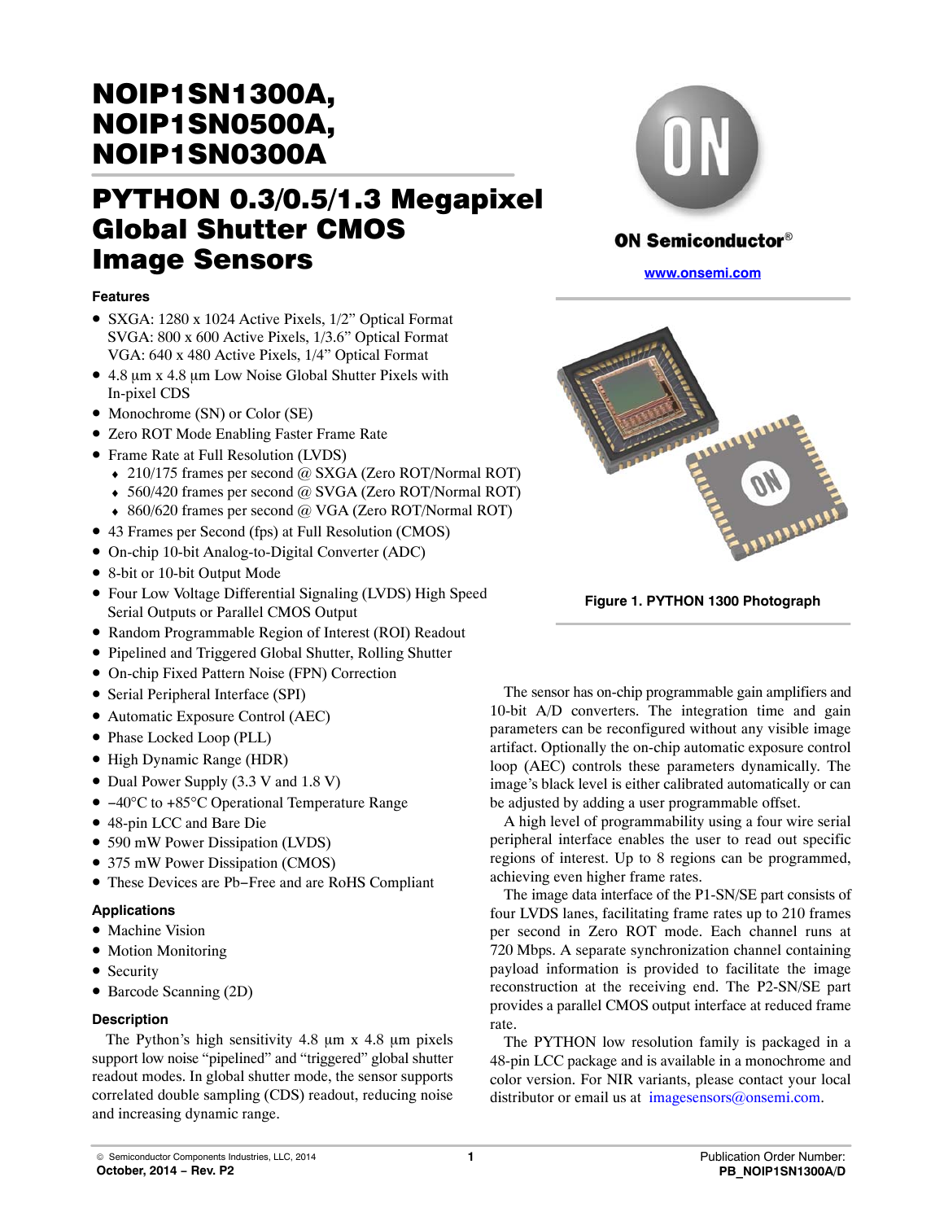# NOIP1SN1300A, NOIP1SN0500A, NOIP1SN0300A

# PYTHON 0.3/0.5/1.3 Megapixel Global Shutter CMOS Image Sensors

ON Semiconductor®

www.onsemi.com

### Features

- SXGA: 1280 x 1024 Active Pixels, 1/2” Optical Format
  SVGA: 800 x 600 Active Pixels, 1/3.6” Optical Format
  VGA: 640 x 480 Active Pixels, 1/4” Optical Format
- 4.8 μm x 4.8 μm Low Noise Global Shutter Pixels with In-pixel CDS
- Monochrome (SN) or Color (SE)
- Zero ROT Mode Enabling Faster Frame Rate
- Frame Rate at Full Resolution (LVDS)
  - 210/175 frames per second @ SXGA (Zero ROT/Normal ROT)
  - 560/420 frames per second @ SVGA (Zero ROT/Normal ROT)
  - 860/620 frames per second @ VGA (Zero ROT/Normal ROT)
- 43 Frames per Second (fps) at Full Resolution (CMOS)
- On-chip 10-bit Analog-to-Digital Converter (ADC)
- 8-bit or 10-bit Output Mode
- Four Low Voltage Differential Signaling (LVDS) High Speed Serial Outputs or Parallel CMOS Output
- Random Programmable Region of Interest (ROI) Readout
- Pipelined and Triggered Global Shutter, Rolling Shutter
- On-chip Fixed Pattern Noise (FPN) Correction
- Serial Peripheral Interface (SPI)
- Automatic Exposure Control (AEC)
- Phase Locked Loop (PLL)
- High Dynamic Range (HDR)
- Dual Power Supply (3.3 V and 1.8 V)
- −40°C to +85°C Operational Temperature Range
- 48-pin LCC and Bare Die
- 590 mW Power Dissipation (LVDS)
- 375 mW Power Dissipation (CMOS)
- These Devices are Pb−Free and are RoHS Compliant

### Applications

- Machine Vision
- Motion Monitoring
- Security
- Barcode Scanning (2D)

### Description

The Python’s high sensitivity 4.8 μm x 4.8 μm pixels support low noise “pipelined” and “triggered” global shutter readout modes. In global shutter mode, the sensor supports correlated double sampling (CDS) readout, reducing noise and increasing dynamic range.

**Figure 1. PYTHON 1300 Photograph**

The sensor has on-chip programmable gain amplifiers and 10-bit A/D converters. The integration time and gain parameters can be reconfigured without any visible image artifact. Optionally the on-chip automatic exposure control loop (AEC) controls these parameters dynamically. The image’s black level is either calibrated automatically or can be adjusted by adding a user programmable offset.

A high level of programmability using a four wire serial peripheral interface enables the user to read out specific regions of interest. Up to 8 regions can be programmed, achieving even higher frame rates.

The image data interface of the P1-SN/SE part consists of four LVDS lanes, facilitating frame rates up to 210 frames per second in Zero ROT mode. Each channel runs at 720 Mbps. A separate synchronization channel containing payload information is provided to facilitate the image reconstruction at the receiving end. The P2-SN/SE part provides a parallel CMOS output interface at reduced frame rate.

The PYTHON low resolution family is packaged in a 48-pin LCC package and is available in a monochrome and color version. For NIR variants, please contact your local distributor or email us at imagesensors@onsemi.com.

© Semiconductor Components Industries, LLC, 2014
October, 2014 − Rev. P2

Publication Order Number:
PB_NOIP1SN1300A/D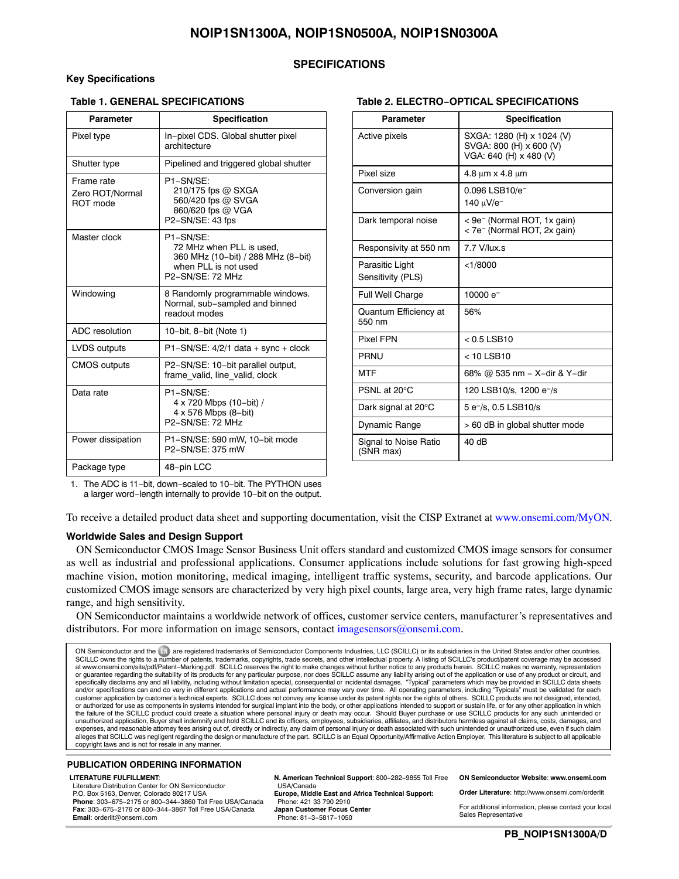## SPECIFICATIONS

### Key Specifications

**Table 1. GENERAL SPECIFICATIONS**

| Parameter | Specification |
|---|---|
| Pixel type | In−pixel CDS. Global shutter pixel architecture |
| Shutter type | Pipelined and triggered global shutter |
| Frame rate<br>Zero ROT/Normal ROT mode | P1−SN/SE:<br>210/175 fps @ SXGA<br>560/420 fps @ SVGA<br>860/620 fps @ VGA<br>P2−SN/SE: 43 fps |
| Master clock | P1−SN/SE:<br>72 MHz when PLL is used,<br>360 MHz (10−bit) / 288 MHz (8−bit) when PLL is not used<br>P2−SN/SE: 72 MHz |
| Windowing | 8 Randomly programmable windows. Normal, sub−sampled and binned readout modes |
| ADC resolution | 10−bit, 8−bit (Note 1) |
| LVDS outputs | P1−SN/SE: 4/2/1 data + sync + clock |
| CMOS outputs | P2−SN/SE: 10−bit parallel output, frame_valid, line_valid, clock |
| Data rate | P1−SN/SE:<br>4 x 720 Mbps (10−bit) /<br>4 x 576 Mbps (8−bit)<br>P2−SN/SE: 72 MHz |
| Power dissipation | P1−SN/SE: 590 mW, 10−bit mode<br>P2−SN/SE: 375 mW |
| Package type | 48−pin LCC |

1. The ADC is 11−bit, down−scaled to 10−bit. The PYTHON uses a larger word−length internally to provide 10−bit on the output.

**Table 2. ELECTRO−OPTICAL SPECIFICATIONS**

| Parameter | Specification |
|---|---|
| Active pixels | SXGA: 1280 (H) x 1024 (V)<br>SVGA: 800 (H) x 600 (V)<br>VGA: 640 (H) x 480 (V) |
| Pixel size | 4.8 μm x 4.8 μm |
| Conversion gain | 0.096 LSB10/e−<br>140 μV/e− |
| Dark temporal noise | < 9e− (Normal ROT, 1x gain)<br>< 7e− (Normal ROT, 2x gain) |
| Responsivity at 550 nm | 7.7 V/lux.s |
| Parasitic Light Sensitivity (PLS) | <1/8000 |
| Full Well Charge | 10000 e− |
| Quantum Efficiency at 550 nm | 56% |
| Pixel FPN | < 0.5 LSB10 |
| PRNU | < 10 LSB10 |
| MTF | 68% @ 535 nm − X−dir & Y−dir |
| PSNL at 20°C | 120 LSB10/s, 1200 e−/s |
| Dark signal at 20°C | 5 e−/s, 0.5 LSB10/s |
| Dynamic Range | > 60 dB in global shutter mode |
| Signal to Noise Ratio (SNR max) | 40 dB |

To receive a detailed product data sheet and supporting documentation, visit the CISP Extranet at www.onsemi.com/MyON.

### Worldwide Sales and Design Support

ON Semiconductor CMOS Image Sensor Business Unit offers standard and customized CMOS image sensors for consumer as well as industrial and professional applications. Consumer applications include solutions for fast growing high-speed machine vision, motion monitoring, medical imaging, intelligent traffic systems, security, and barcode applications. Our customized CMOS image sensors are characterized by very high pixel counts, large area, very high frame rates, large dynamic range, and high sensitivity.

ON Semiconductor maintains a worldwide network of offices, customer service centers, manufacturer's representatives and distributors. For more information on image sensors, contact imagesensors@onsemi.com.

ON Semiconductor and the ON logo are registered trademarks of Semiconductor Components Industries, LLC (SCILLC) or its subsidiaries in the United States and/or other countries. SCILLC owns the rights to a number of patents, trademarks, copyrights, trade secrets, and other intellectual property. A listing of SCILLC's product/patent coverage may be accessed at www.onsemi.com/site/pdf/Patent−Marking.pdf. SCILLC reserves the right to make changes without further notice to any products herein. SCILLC makes no warranty, representation or guarantee regarding the suitability of its products for any particular purpose, nor does SCILLC assume any liability arising out of the application or use of any product or circuit, and specifically disclaims any and all liability, including without limitation special, consequential or incidental damages. "Typical" parameters which may be provided in SCILLC data sheets and/or specifications can and do vary in different applications and actual performance may vary over time. All operating parameters, including "Typicals" must be validated for each customer application by customer's technical experts. SCILLC does not convey any license under its patent rights nor the rights of others. SCILLC products are not designed, intended, or authorized for use as components in systems intended for surgical implant into the body, or other applications intended to support or sustain life, or for any other application in which the failure of the SCILLC product could create a situation where personal injury or death may occur. Should Buyer purchase or use SCILLC products for any such unintended or unauthorized application, Buyer shall indemnify and hold SCILLC and its officers, employees, subsidiaries, affiliates, and distributors harmless against all claims, costs, damages, and expenses, and reasonable attorney fees arising out of, directly or indirectly, any claim of personal injury or death associated with such unintended or unauthorized use, even if such claim alleges that SCILLC was negligent regarding the design or manufacture of the part. SCILLC is an Equal Opportunity/Affirmative Action Employer. This literature is subject to all applicable copyright laws and is not for resale in any manner.

### PUBLICATION ORDERING INFORMATION

**LITERATURE FULFILLMENT:**
Literature Distribution Center for ON Semiconductor
P.O. Box 5163, Denver, Colorado 80217 USA
**Phone**: 303−675−2175 or 800−344−3860 Toll Free USA/Canada
**Fax**: 303−675−2176 or 800−344−3867 Toll Free USA/Canada
**Email**: orderlit@onsemi.com

**N. American Technical Support**: 800−282−9855 Toll Free USA/Canada
**Europe, Middle East and Africa Technical Support:**
Phone: 421 33 790 2910
**Japan Customer Focus Center**
Phone: 81−3−5817−1050

**ON Semiconductor Website**: **www.onsemi.com**

**Order Literature**: http://www.onsemi.com/orderlit

For additional information, please contact your local Sales Representative

**PB_NOIP1SN1300A/D**